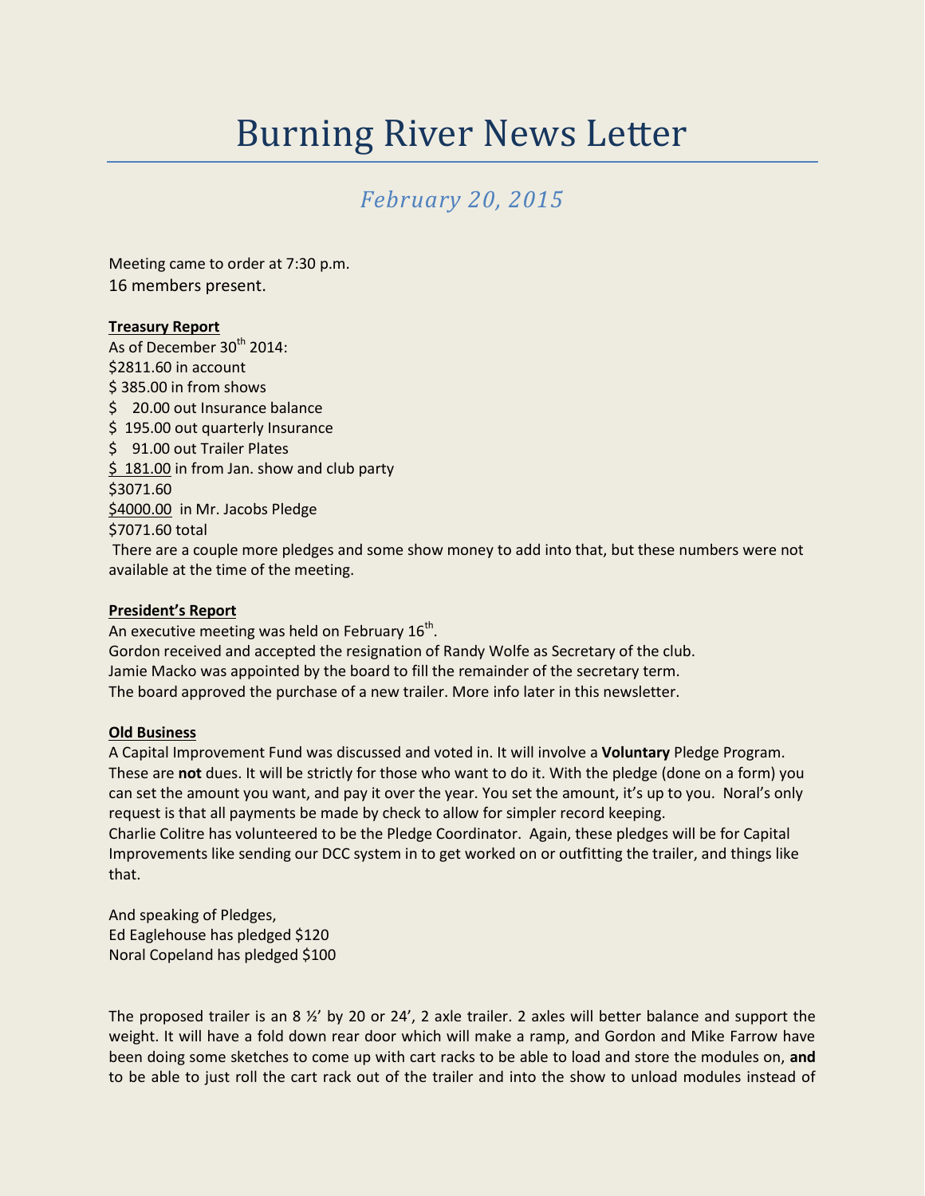# Burning River News Letter

## *February 20, 2015*

Meeting came to order at 7:30 p.m.
16 members present.

**Treasury Report**

As of December 30th 2014:
$2811.60 in account
$ 385.00 in from shows
$   20.00 out Insurance balance
$  195.00 out quarterly Insurance
$   91.00 out Trailer Plates
$  181.00 in from Jan. show and club party
$3071.60
$4000.00  in Mr. Jacobs Pledge
$7071.60 total

There are a couple more pledges and some show money to add into that, but these numbers were not available at the time of the meeting.

**President's Report**

An executive meeting was held on February 16th.
Gordon received and accepted the resignation of Randy Wolfe as Secretary of the club.
Jamie Macko was appointed by the board to fill the remainder of the secretary term.
The board approved the purchase of a new trailer. More info later in this newsletter.

**Old Business**

A Capital Improvement Fund was discussed and voted in. It will involve a **Voluntary** Pledge Program. These are **not** dues. It will be strictly for those who want to do it. With the pledge (done on a form) you can set the amount you want, and pay it over the year. You set the amount, it's up to you. Noral's only request is that all payments be made by check to allow for simpler record keeping.
Charlie Colitre has volunteered to be the Pledge Coordinator. Again, these pledges will be for Capital Improvements like sending our DCC system in to get worked on or outfitting the trailer, and things like that.

And speaking of Pledges,
Ed Eaglehouse has pledged $120
Noral Copeland has pledged $100

The proposed trailer is an 8 ½' by 20 or 24', 2 axle trailer. 2 axles will better balance and support the weight. It will have a fold down rear door which will make a ramp, and Gordon and Mike Farrow have been doing some sketches to come up with cart racks to be able to load and store the modules on, **and** to be able to just roll the cart rack out of the trailer and into the show to unload modules instead of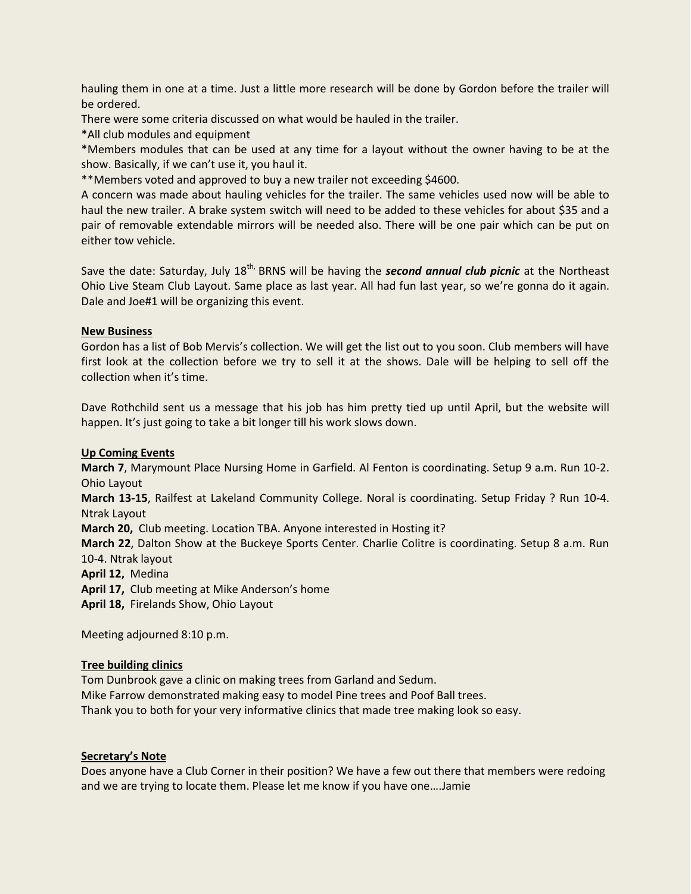hauling them in one at a time. Just a little more research will be done by Gordon before the trailer will be ordered.

There were some criteria discussed on what would be hauled in the trailer.

*All club modules and equipment

*Members modules that can be used at any time for a layout without the owner having to be at the show. Basically, if we can't use it, you haul it.

**Members voted and approved to buy a new trailer not exceeding $4600.

A concern was made about hauling vehicles for the trailer. The same vehicles used now will be able to haul the new trailer. A brake system switch will need to be added to these vehicles for about $35 and a pair of removable extendable mirrors will be needed also. There will be one pair which can be put on either tow vehicle.

Save the date: Saturday, July 18th, BRNS will be having the ***second annual club picnic*** at the Northeast Ohio Live Steam Club Layout. Same place as last year. All had fun last year, so we're gonna do it again. Dale and Joe#1 will be organizing this event.

## New Business

Gordon has a list of Bob Mervis's collection. We will get the list out to you soon. Club members will have first look at the collection before we try to sell it at the shows. Dale will be helping to sell off the collection when it's time.

Dave Rothchild sent us a message that his job has him pretty tied up until April, but the website will happen. It's just going to take a bit longer till his work slows down.

## Up Coming Events

**March 7**, Marymount Place Nursing Home in Garfield. Al Fenton is coordinating. Setup 9 a.m. Run 10-2. Ohio Layout

**March 13-15**, Railfest at Lakeland Community College. Noral is coordinating. Setup Friday ? Run 10-4. Ntrak Layout

**March 20,** Club meeting. Location TBA. Anyone interested in Hosting it?

**March 22**, Dalton Show at the Buckeye Sports Center. Charlie Colitre is coordinating. Setup 8 a.m. Run 10-4. Ntrak layout

**April 12,** Medina

**April 17,** Club meeting at Mike Anderson's home

**April 18,** Firelands Show, Ohio Layout

Meeting adjourned 8:10 p.m.

## Tree building clinics

Tom Dunbrook gave a clinic on making trees from Garland and Sedum.

Mike Farrow demonstrated making easy to model Pine trees and Poof Ball trees.

Thank you to both for your very informative clinics that made tree making look so easy.

## Secretary's Note

Does anyone have a Club Corner in their position? We have a few out there that members were redoing and we are trying to locate them. Please let me know if you have one….Jamie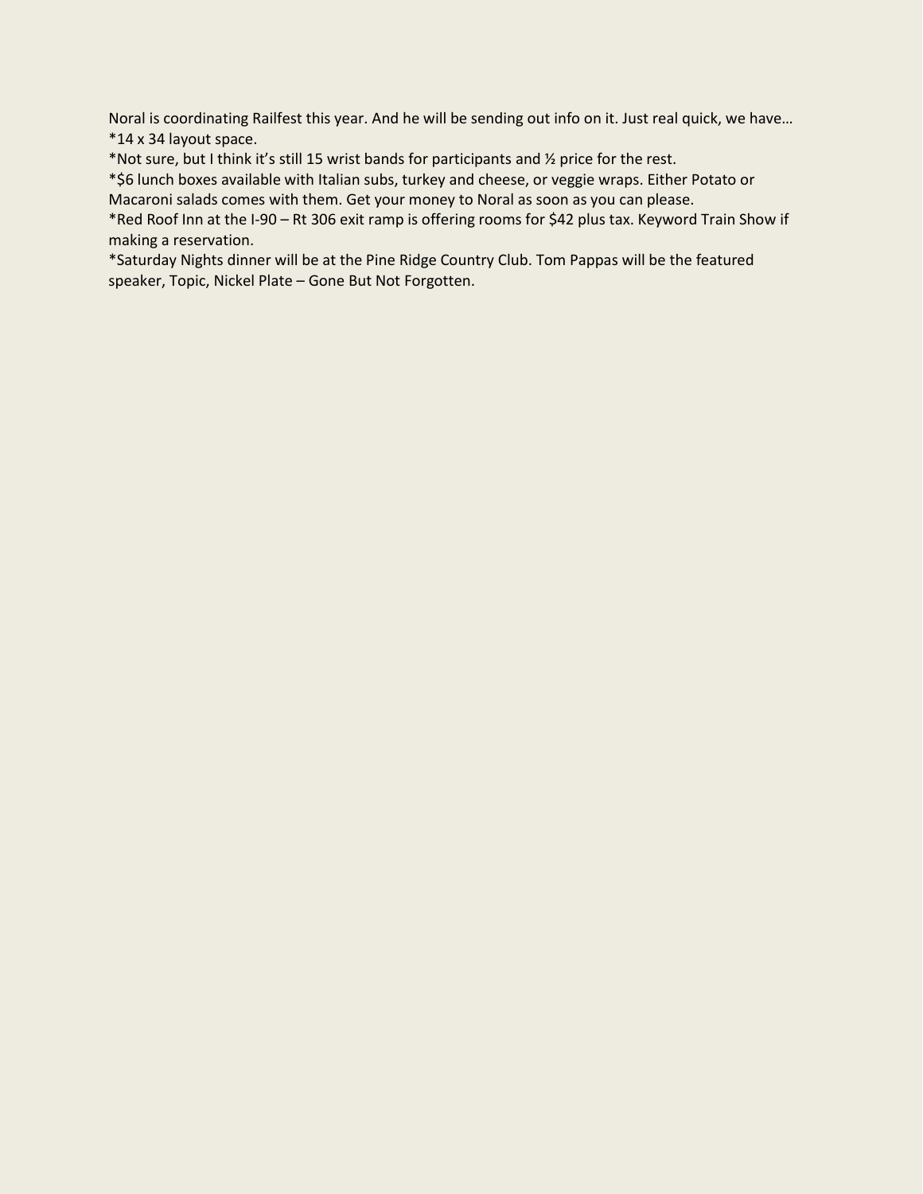Noral is coordinating Railfest this year. And he will be sending out info on it. Just real quick, we have…
*14 x 34 layout space.
*Not sure, but I think it's still 15 wrist bands for participants and ½ price for the rest.
*$6 lunch boxes available with Italian subs, turkey and cheese, or veggie wraps. Either Potato or Macaroni salads comes with them. Get your money to Noral as soon as you can please.
*Red Roof Inn at the I-90 – Rt 306 exit ramp is offering rooms for $42 plus tax. Keyword Train Show if making a reservation.
*Saturday Nights dinner will be at the Pine Ridge Country Club. Tom Pappas will be the featured speaker, Topic, Nickel Plate – Gone But Not Forgotten.